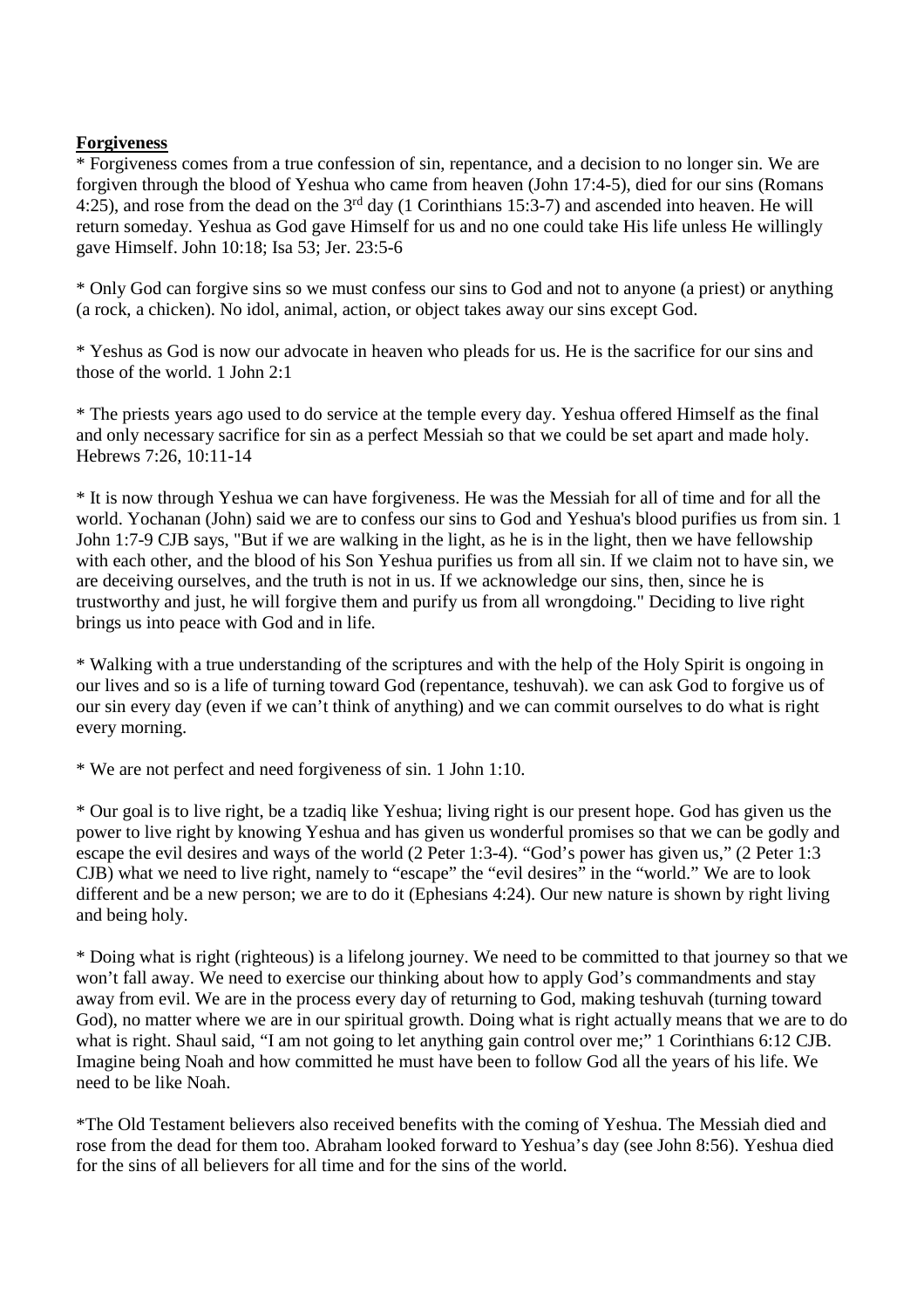**Forgiveness**

* Forgiveness comes from a true confession of sin, repentance, and a decision to no longer sin. We are forgiven through the blood of Yeshua who came from heaven (John 17:4-5), died for our sins (Romans 4:25), and rose from the dead on the 3rd day (1 Corinthians 15:3-7) and ascended into heaven. He will return someday. Yeshua as God gave Himself for us and no one could take His life unless He willingly gave Himself. John 10:18; Isa 53; Jer. 23:5-6

* Only God can forgive sins so we must confess our sins to God and not to anyone (a priest) or anything (a rock, a chicken). No idol, animal, action, or object takes away our sins except God.

* Yeshus as God is now our advocate in heaven who pleads for us. He is the sacrifice for our sins and those of the world. 1 John 2:1

* The priests years ago used to do service at the temple every day. Yeshua offered Himself as the final and only necessary sacrifice for sin as a perfect Messiah so that we could be set apart and made holy. Hebrews 7:26, 10:11-14

* It is now through Yeshua we can have forgiveness. He was the Messiah for all of time and for all the world. Yochanan (John) said we are to confess our sins to God and Yeshua's blood purifies us from sin. 1 John 1:7-9 CJB says, "But if we are walking in the light, as he is in the light, then we have fellowship with each other, and the blood of his Son Yeshua purifies us from all sin. If we claim not to have sin, we are deceiving ourselves, and the truth is not in us. If we acknowledge our sins, then, since he is trustworthy and just, he will forgive them and purify us from all wrongdoing." Deciding to live right brings us into peace with God and in life.

* Walking with a true understanding of the scriptures and with the help of the Holy Spirit is ongoing in our lives and so is a life of turning toward God (repentance, teshuvah). we can ask God to forgive us of our sin every day (even if we can't think of anything) and we can commit ourselves to do what is right every morning.

* We are not perfect and need forgiveness of sin. 1 John 1:10.

* Our goal is to live right, be a tzadiq like Yeshua; living right is our present hope. God has given us the power to live right by knowing Yeshua and has given us wonderful promises so that we can be godly and escape the evil desires and ways of the world (2 Peter 1:3-4). "God's power has given us," (2 Peter 1:3 CJB) what we need to live right, namely to "escape" the "evil desires" in the "world." We are to look different and be a new person; we are to do it (Ephesians 4:24). Our new nature is shown by right living and being holy.

* Doing what is right (righteous) is a lifelong journey. We need to be committed to that journey so that we won't fall away. We need to exercise our thinking about how to apply God's commandments and stay away from evil. We are in the process every day of returning to God, making teshuvah (turning toward God), no matter where we are in our spiritual growth. Doing what is right actually means that we are to do what is right. Shaul said, "I am not going to let anything gain control over me;" 1 Corinthians 6:12 CJB. Imagine being Noah and how committed he must have been to follow God all the years of his life. We need to be like Noah.

*The Old Testament believers also received benefits with the coming of Yeshua. The Messiah died and rose from the dead for them too. Abraham looked forward to Yeshua's day (see John 8:56). Yeshua died for the sins of all believers for all time and for the sins of the world.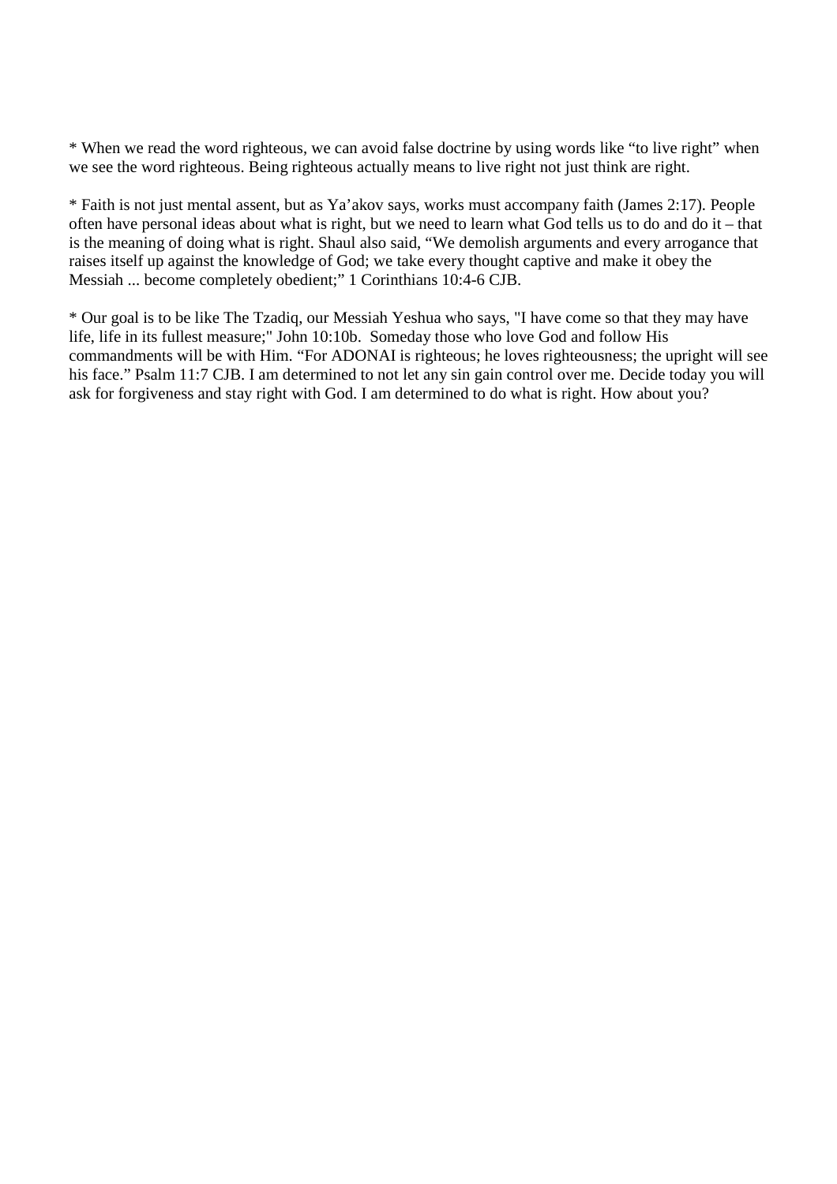* When we read the word righteous, we can avoid false doctrine by using words like “to live right” when we see the word righteous. Being righteous actually means to live right not just think are right.

* Faith is not just mental assent, but as Ya’akov says, works must accompany faith (James 2:17). People often have personal ideas about what is right, but we need to learn what God tells us to do and do it – that is the meaning of doing what is right. Shaul also said, “We demolish arguments and every arrogance that raises itself up against the knowledge of God; we take every thought captive and make it obey the Messiah ... become completely obedient;” 1 Corinthians 10:4-6 CJB.

* Our goal is to be like The Tzadiq, our Messiah Yeshua who says, "I have come so that they may have life, life in its fullest measure;" John 10:10b. Someday those who love God and follow His commandments will be with Him. “For ADONAI is righteous; he loves righteousness; the upright will see his face.” Psalm 11:7 CJB. I am determined to not let any sin gain control over me. Decide today you will ask for forgiveness and stay right with God. I am determined to do what is right. How about you?